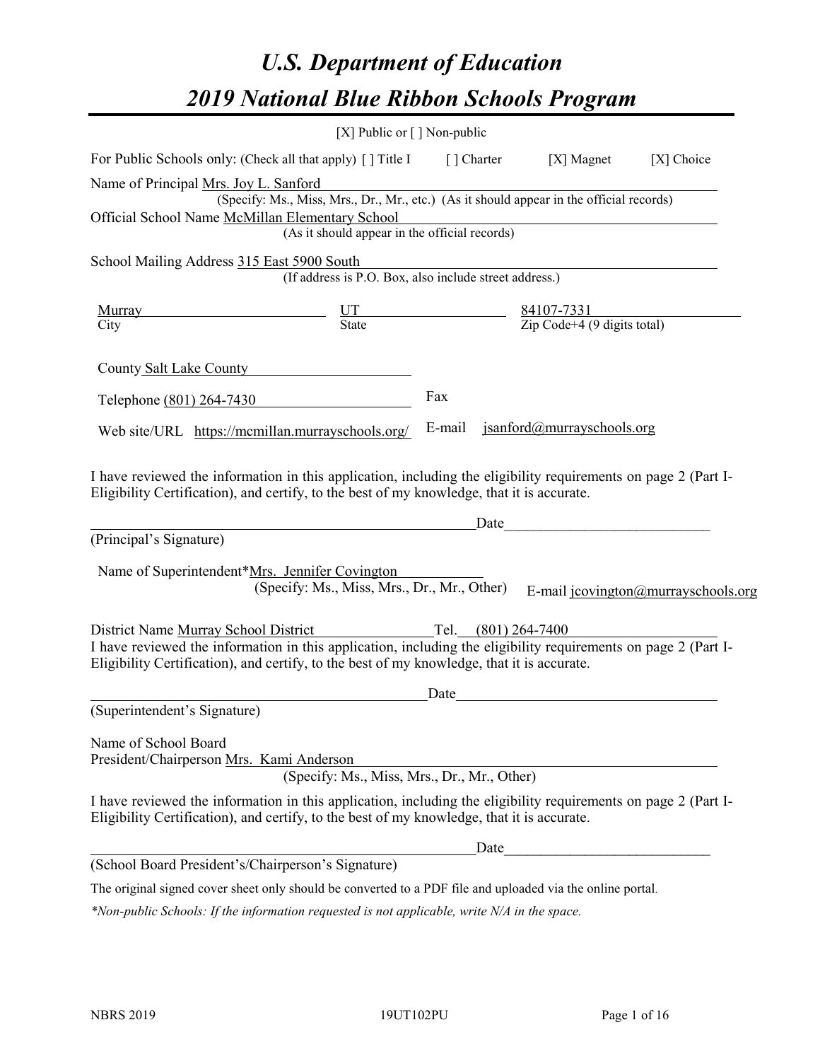# *U.S. Department of Education*
# *2019 National Blue Ribbon Schools Program*

[X] Public or [ ] Non-public

For Public Schools only: (Check all that apply) [ ] Title I [ ] Charter [X] Magnet [X] Choice

Name of Principal Mrs. Joy L. Sanford
(Specify: Ms., Miss, Mrs., Dr., Mr., etc.) (As it should appear in the official records)

Official School Name McMillan Elementary School
(As it should appear in the official records)

School Mailing Address 315 East 5900 South
(If address is P.O. Box, also include street address.)

| Murray | UT | 84107-7331 |
|---|---|---|
| City | State | Zip Code+4 (9 digits total) |

County Salt Lake County

Telephone (801) 264-7430 Fax

Web site/URL https://mcmillan.murrayschools.org/ E-mail jsanford@murrayschools.org

I have reviewed the information in this application, including the eligibility requirements on page 2 (Part I-Eligibility Certification), and certify, to the best of my knowledge, that it is accurate.

_______________________________________ Date_______________________

(Principal's Signature)

Name of Superintendent*Mrs. Jennifer Covington
(Specify: Ms., Miss, Mrs., Dr., Mr., Other) E-mail jcovington@murrayschools.org

District Name Murray School District Tel. (801) 264-7400

I have reviewed the information in this application, including the eligibility requirements on page 2 (Part I-Eligibility Certification), and certify, to the best of my knowledge, that it is accurate.

_______________________________________ Date_______________________

(Superintendent's Signature)

Name of School Board
President/Chairperson Mrs. Kami Anderson
(Specify: Ms., Miss, Mrs., Dr., Mr., Other)

I have reviewed the information in this application, including the eligibility requirements on page 2 (Part I-Eligibility Certification), and certify, to the best of my knowledge, that it is accurate.

_______________________________________ Date_______________________

(School Board President's/Chairperson's Signature)

The original signed cover sheet only should be converted to a PDF file and uploaded via the online portal.

*\*Non-public Schools: If the information requested is not applicable, write N/A in the space.*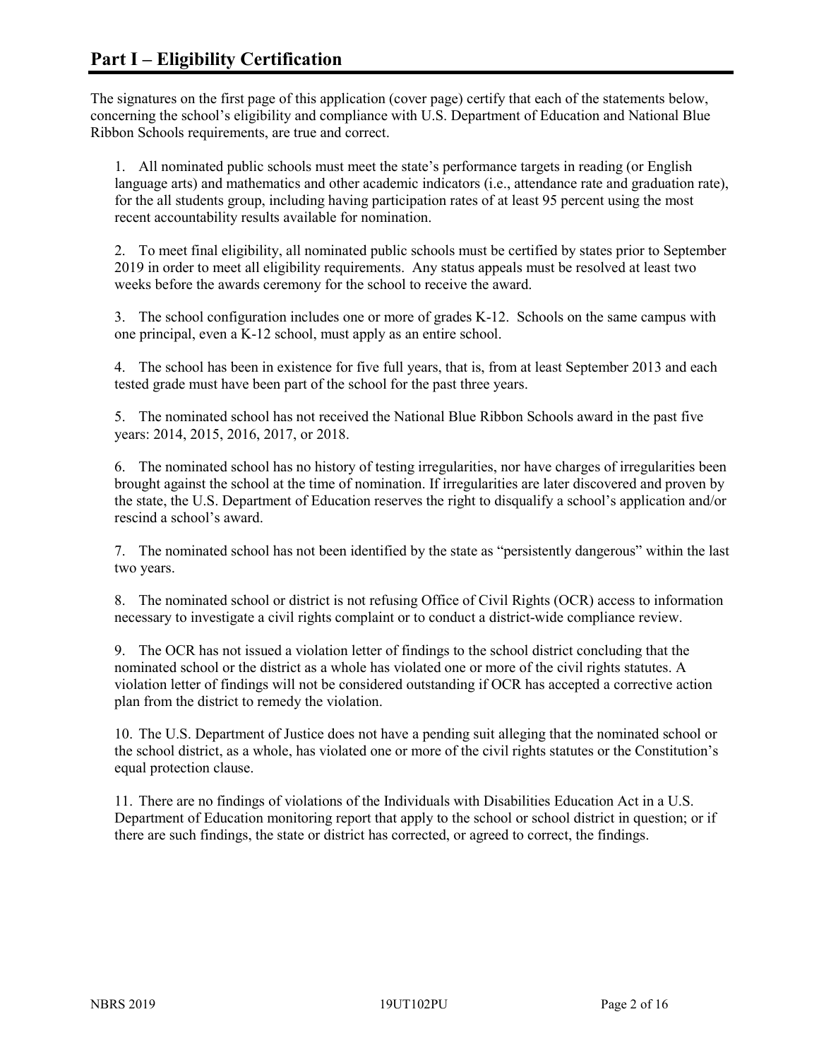# Part I – Eligibility Certification

The signatures on the first page of this application (cover page) certify that each of the statements below, concerning the school's eligibility and compliance with U.S. Department of Education and National Blue Ribbon Schools requirements, are true and correct.

1. All nominated public schools must meet the state's performance targets in reading (or English language arts) and mathematics and other academic indicators (i.e., attendance rate and graduation rate), for the all students group, including having participation rates of at least 95 percent using the most recent accountability results available for nomination.

2. To meet final eligibility, all nominated public schools must be certified by states prior to September 2019 in order to meet all eligibility requirements. Any status appeals must be resolved at least two weeks before the awards ceremony for the school to receive the award.

3. The school configuration includes one or more of grades K-12. Schools on the same campus with one principal, even a K-12 school, must apply as an entire school.

4. The school has been in existence for five full years, that is, from at least September 2013 and each tested grade must have been part of the school for the past three years.

5. The nominated school has not received the National Blue Ribbon Schools award in the past five years: 2014, 2015, 2016, 2017, or 2018.

6. The nominated school has no history of testing irregularities, nor have charges of irregularities been brought against the school at the time of nomination. If irregularities are later discovered and proven by the state, the U.S. Department of Education reserves the right to disqualify a school's application and/or rescind a school's award.

7. The nominated school has not been identified by the state as "persistently dangerous" within the last two years.

8. The nominated school or district is not refusing Office of Civil Rights (OCR) access to information necessary to investigate a civil rights complaint or to conduct a district-wide compliance review.

9. The OCR has not issued a violation letter of findings to the school district concluding that the nominated school or the district as a whole has violated one or more of the civil rights statutes. A violation letter of findings will not be considered outstanding if OCR has accepted a corrective action plan from the district to remedy the violation.

10. The U.S. Department of Justice does not have a pending suit alleging that the nominated school or the school district, as a whole, has violated one or more of the civil rights statutes or the Constitution's equal protection clause.

11. There are no findings of violations of the Individuals with Disabilities Education Act in a U.S. Department of Education monitoring report that apply to the school or school district in question; or if there are such findings, the state or district has corrected, or agreed to correct, the findings.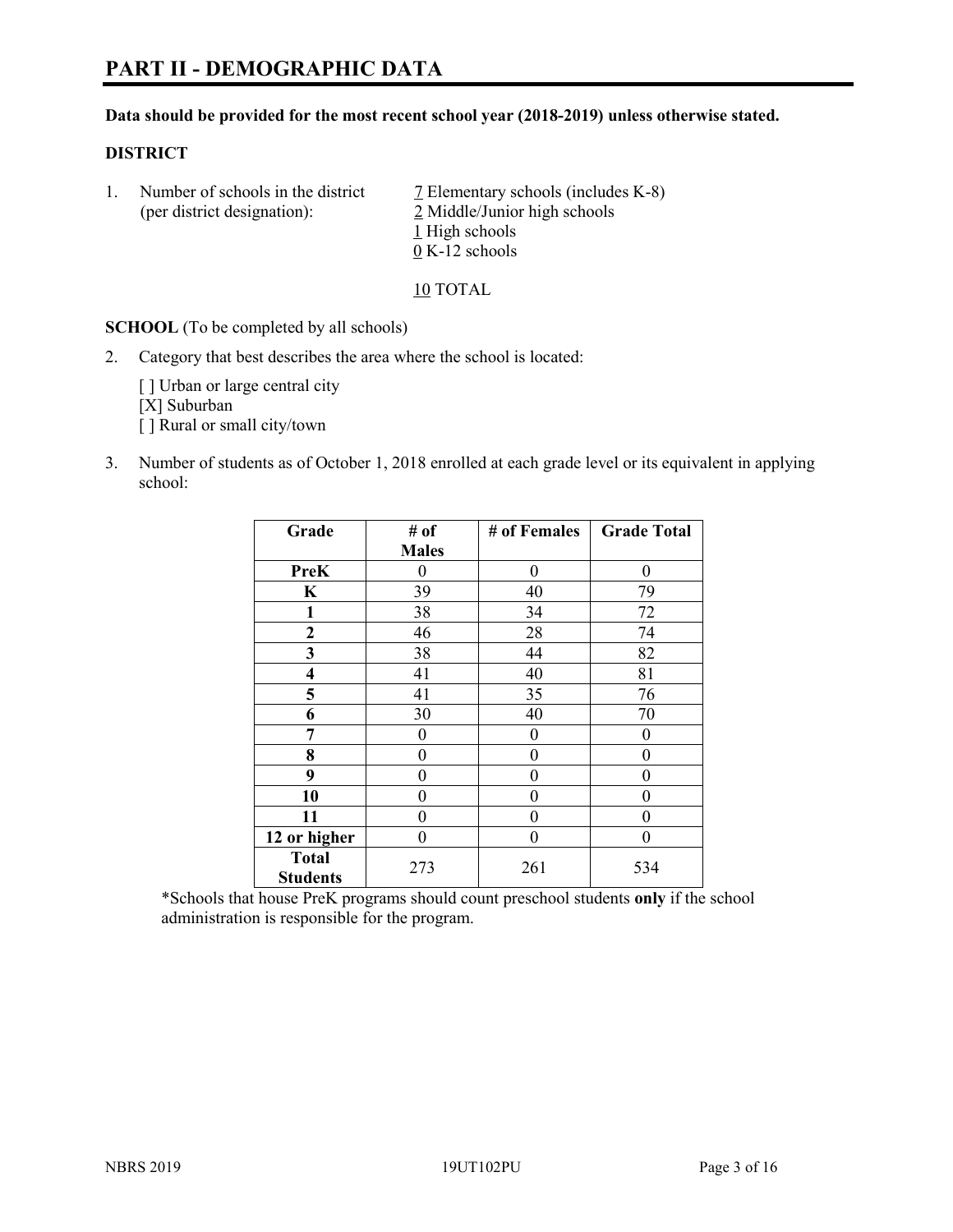# PART II - DEMOGRAPHIC DATA

**Data should be provided for the most recent school year (2018-2019) unless otherwise stated.**

**DISTRICT**

1. Number of schools in the district (per district designation):
   - 7 Elementary schools (includes K-8)
   - 2 Middle/Junior high schools
   - 1 High schools
   - 0 K-12 schools

   10 TOTAL

**SCHOOL** (To be completed by all schools)

2. Category that best describes the area where the school is located:

   [ ] Urban or large central city
   [X] Suburban
   [ ] Rural or small city/town

3. Number of students as of October 1, 2018 enrolled at each grade level or its equivalent in applying school:

| Grade | # of Males | # of Females | Grade Total |
|---|---|---|---|
| PreK | 0 | 0 | 0 |
| K | 39 | 40 | 79 |
| 1 | 38 | 34 | 72 |
| 2 | 46 | 28 | 74 |
| 3 | 38 | 44 | 82 |
| 4 | 41 | 40 | 81 |
| 5 | 41 | 35 | 76 |
| 6 | 30 | 40 | 70 |
| 7 | 0 | 0 | 0 |
| 8 | 0 | 0 | 0 |
| 9 | 0 | 0 | 0 |
| 10 | 0 | 0 | 0 |
| 11 | 0 | 0 | 0 |
| 12 or higher | 0 | 0 | 0 |
| Total Students | 273 | 261 | 534 |

*Schools that house PreK programs should count preschool students **only** if the school administration is responsible for the program.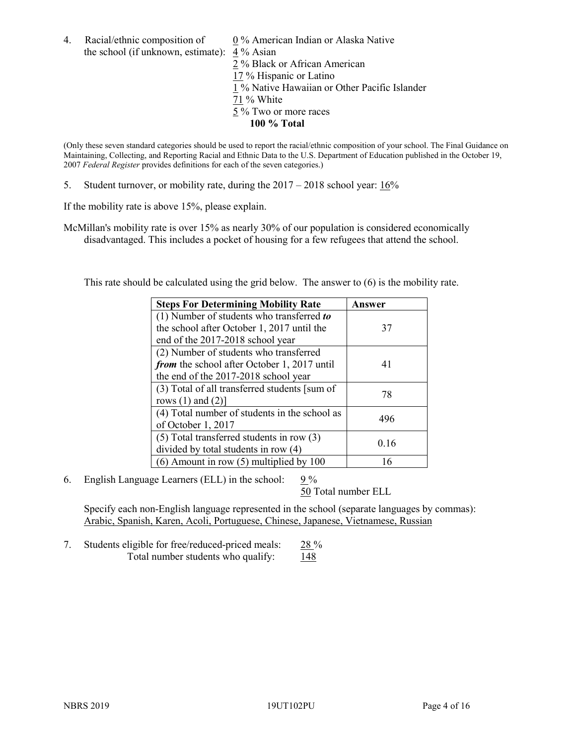4. Racial/ethnic composition of the school (if unknown, estimate):

0 % American Indian or Alaska Native
4 % Asian
2 % Black or African American
17 % Hispanic or Latino
1 % Native Hawaiian or Other Pacific Islander
71 % White
5 % Two or more races
**100 % Total**

(Only these seven standard categories should be used to report the racial/ethnic composition of your school. The Final Guidance on Maintaining, Collecting, and Reporting Racial and Ethnic Data to the U.S. Department of Education published in the October 19, 2007 *Federal Register* provides definitions for each of the seven categories.)

5. Student turnover, or mobility rate, during the 2017 – 2018 school year: 16%

If the mobility rate is above 15%, please explain.

McMillan's mobility rate is over 15% as nearly 30% of our population is considered economically disadvantaged. This includes a pocket of housing for a few refugees that attend the school.

This rate should be calculated using the grid below. The answer to (6) is the mobility rate.

| **Steps For Determining Mobility Rate** | **Answer** |
|---|---|
| (1) Number of students who transferred ***to*** the school after October 1, 2017 until the end of the 2017-2018 school year | 37 |
| (2) Number of students who transferred ***from*** the school after October 1, 2017 until the end of the 2017-2018 school year | 41 |
| (3) Total of all transferred students [sum of rows (1) and (2)] | 78 |
| (4) Total number of students in the school as of October 1, 2017 | 496 |
| (5) Total transferred students in row (3) divided by total students in row (4) | 0.16 |
| (6) Amount in row (5) multiplied by 100 | 16 |

6. English Language Learners (ELL) in the school: 9 %
50 Total number ELL

Specify each non-English language represented in the school (separate languages by commas):
Arabic, Spanish, Karen, Acoli, Portuguese, Chinese, Japanese, Vietnamese, Russian

7. Students eligible for free/reduced-priced meals: 28 %
Total number students who qualify: 148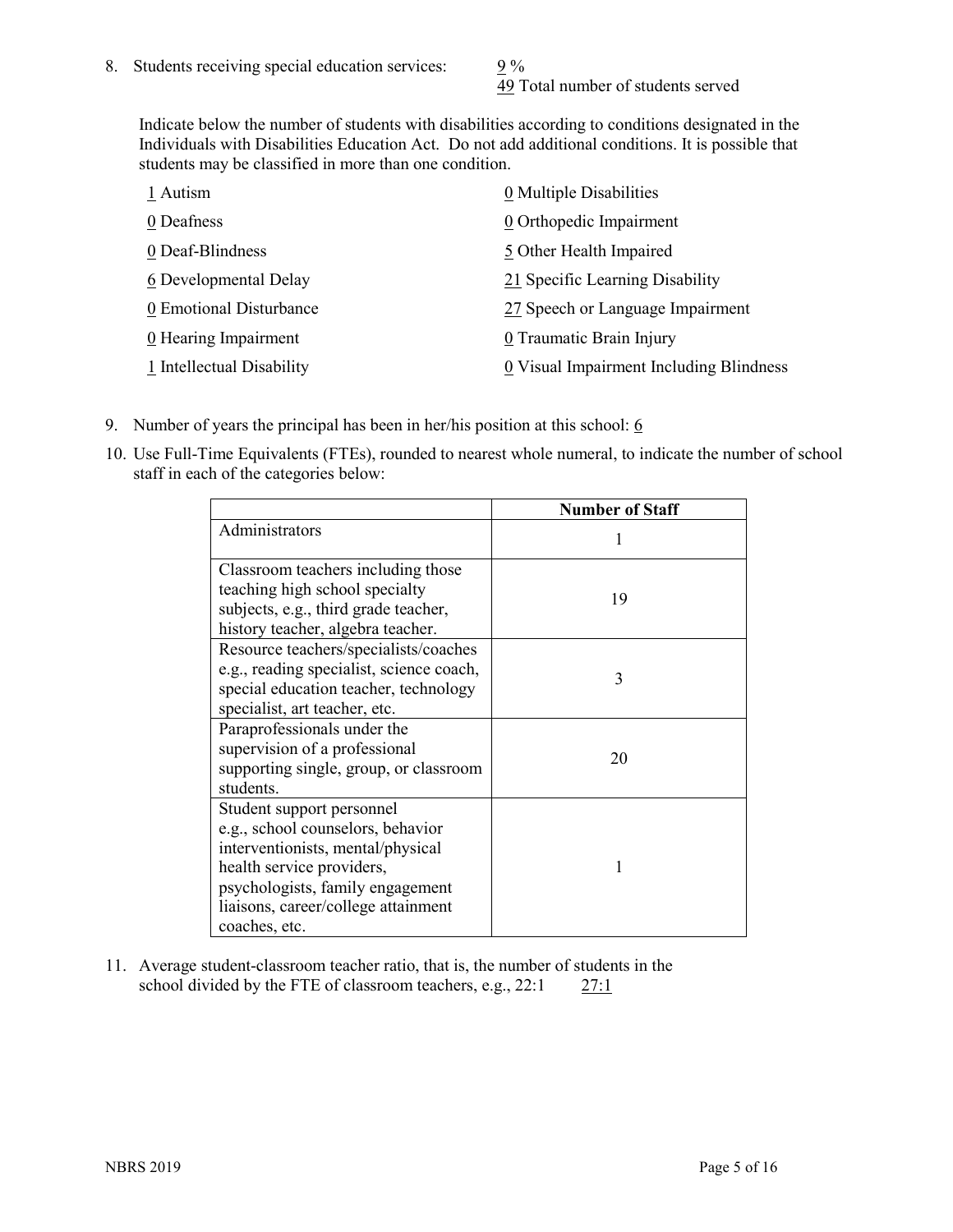8. Students receiving special education services: 9 %
   49 Total number of students served

   Indicate below the number of students with disabilities according to conditions designated in the Individuals with Disabilities Education Act. Do not add additional conditions. It is possible that students may be classified in more than one condition.

   1 Autism
   0 Deafness
   0 Deaf-Blindness
   6 Developmental Delay
   0 Emotional Disturbance
   0 Hearing Impairment
   1 Intellectual Disability
   0 Multiple Disabilities
   0 Orthopedic Impairment
   5 Other Health Impaired
   21 Specific Learning Disability
   27 Speech or Language Impairment
   0 Traumatic Brain Injury
   0 Visual Impairment Including Blindness

9. Number of years the principal has been in her/his position at this school: 6

10. Use Full-Time Equivalents (FTEs), rounded to nearest whole numeral, to indicate the number of school staff in each of the categories below:

| | Number of Staff |
|---|---|
| Administrators | 1 |
| Classroom teachers including those teaching high school specialty subjects, e.g., third grade teacher, history teacher, algebra teacher. | 19 |
| Resource teachers/specialists/coaches e.g., reading specialist, science coach, special education teacher, technology specialist, art teacher, etc. | 3 |
| Paraprofessionals under the supervision of a professional supporting single, group, or classroom students. | 20 |
| Student support personnel e.g., school counselors, behavior interventionists, mental/physical health service providers, psychologists, family engagement liaisons, career/college attainment coaches, etc. | 1 |

11. Average student-classroom teacher ratio, that is, the number of students in the school divided by the FTE of classroom teachers, e.g., 22:1 27:1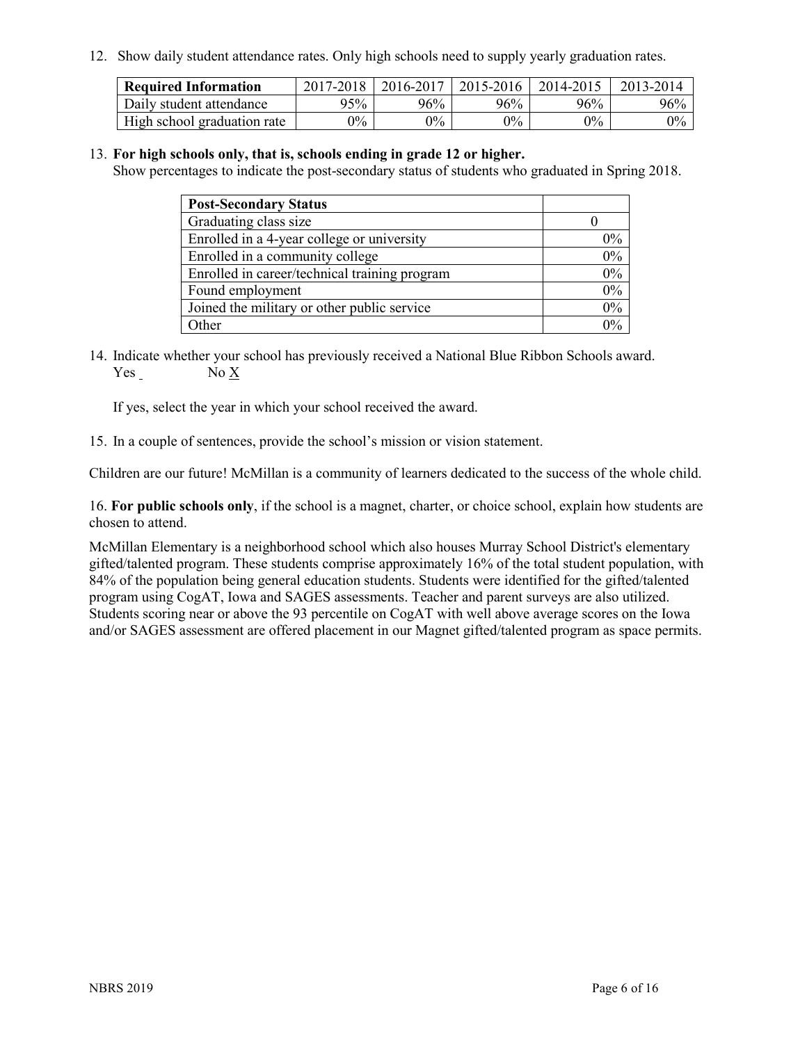12. Show daily student attendance rates. Only high schools need to supply yearly graduation rates.

| Required Information | 2017-2018 | 2016-2017 | 2015-2016 | 2014-2015 | 2013-2014 |
|---|---|---|---|---|---|
| Daily student attendance | 95% | 96% | 96% | 96% | 96% |
| High school graduation rate | 0% | 0% | 0% | 0% | 0% |

13. **For high schools only, that is, schools ending in grade 12 or higher.**
Show percentages to indicate the post-secondary status of students who graduated in Spring 2018.

| Post-Secondary Status | |
|---|---|
| Graduating class size | 0 |
| Enrolled in a 4-year college or university | 0% |
| Enrolled in a community college | 0% |
| Enrolled in career/technical training program | 0% |
| Found employment | 0% |
| Joined the military or other public service | 0% |
| Other | 0% |

14. Indicate whether your school has previously received a National Blue Ribbon Schools award.
Yes ___ No X

If yes, select the year in which your school received the award.

15. In a couple of sentences, provide the school's mission or vision statement.

Children are our future! McMillan is a community of learners dedicated to the success of the whole child.

16. **For public schools only**, if the school is a magnet, charter, or choice school, explain how students are chosen to attend.

McMillan Elementary is a neighborhood school which also houses Murray School District's elementary gifted/talented program. These students comprise approximately 16% of the total student population, with 84% of the population being general education students. Students were identified for the gifted/talented program using CogAT, Iowa and SAGES assessments. Teacher and parent surveys are also utilized. Students scoring near or above the 93 percentile on CogAT with well above average scores on the Iowa and/or SAGES assessment are offered placement in our Magnet gifted/talented program as space permits.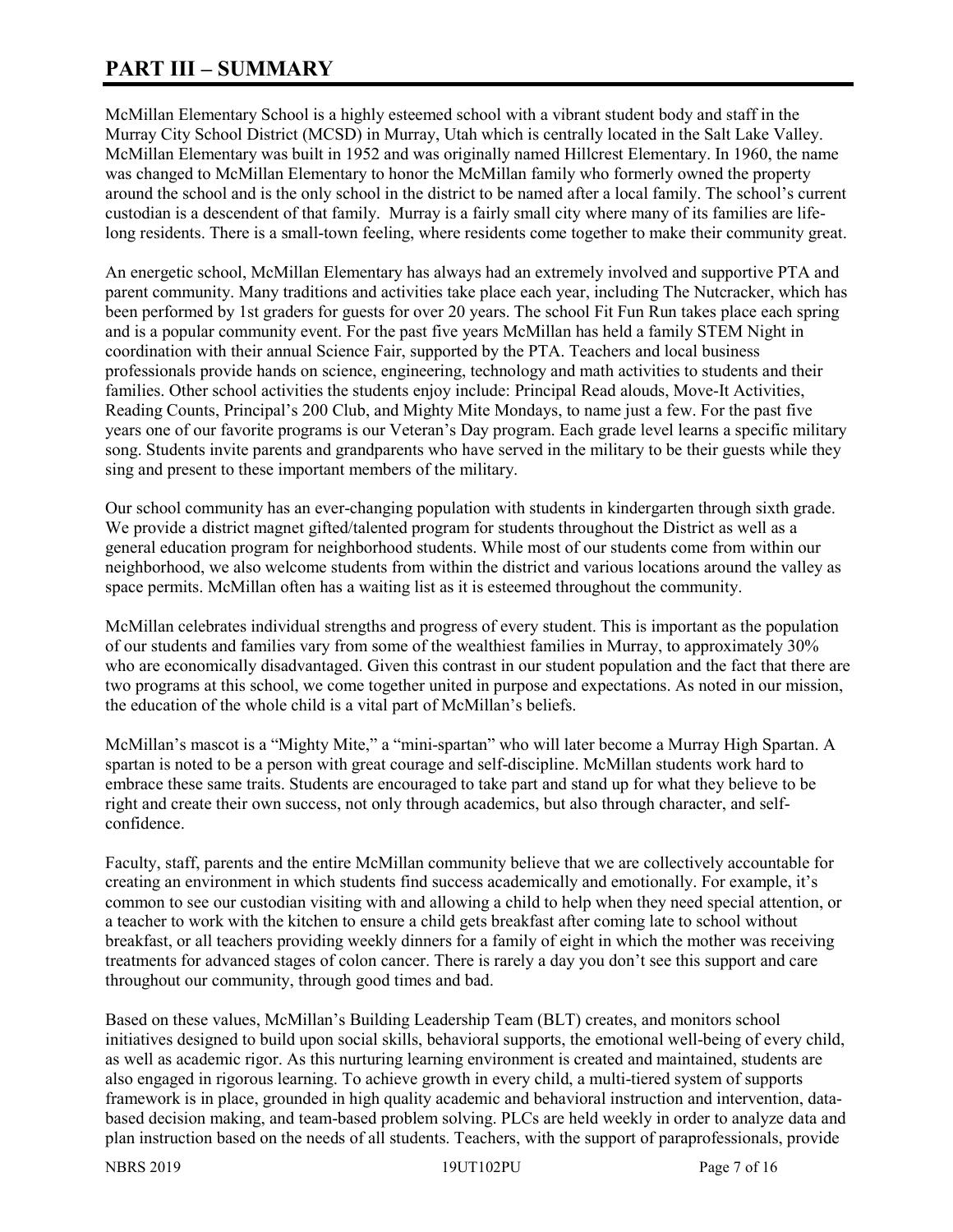## PART III – SUMMARY

McMillan Elementary School is a highly esteemed school with a vibrant student body and staff in the Murray City School District (MCSD) in Murray, Utah which is centrally located in the Salt Lake Valley. McMillan Elementary was built in 1952 and was originally named Hillcrest Elementary. In 1960, the name was changed to McMillan Elementary to honor the McMillan family who formerly owned the property around the school and is the only school in the district to be named after a local family. The school's current custodian is a descendent of that family. Murray is a fairly small city where many of its families are life-long residents. There is a small-town feeling, where residents come together to make their community great.

An energetic school, McMillan Elementary has always had an extremely involved and supportive PTA and parent community. Many traditions and activities take place each year, including The Nutcracker, which has been performed by 1st graders for guests for over 20 years. The school Fit Fun Run takes place each spring and is a popular community event. For the past five years McMillan has held a family STEM Night in coordination with their annual Science Fair, supported by the PTA. Teachers and local business professionals provide hands on science, engineering, technology and math activities to students and their families. Other school activities the students enjoy include: Principal Read alouds, Move-It Activities, Reading Counts, Principal's 200 Club, and Mighty Mite Mondays, to name just a few. For the past five years one of our favorite programs is our Veteran's Day program. Each grade level learns a specific military song. Students invite parents and grandparents who have served in the military to be their guests while they sing and present to these important members of the military.

Our school community has an ever-changing population with students in kindergarten through sixth grade. We provide a district magnet gifted/talented program for students throughout the District as well as a general education program for neighborhood students. While most of our students come from within our neighborhood, we also welcome students from within the district and various locations around the valley as space permits. McMillan often has a waiting list as it is esteemed throughout the community.

McMillan celebrates individual strengths and progress of every student. This is important as the population of our students and families vary from some of the wealthiest families in Murray, to approximately 30% who are economically disadvantaged. Given this contrast in our student population and the fact that there are two programs at this school, we come together united in purpose and expectations. As noted in our mission, the education of the whole child is a vital part of McMillan's beliefs.

McMillan's mascot is a "Mighty Mite," a "mini-spartan" who will later become a Murray High Spartan. A spartan is noted to be a person with great courage and self-discipline. McMillan students work hard to embrace these same traits. Students are encouraged to take part and stand up for what they believe to be right and create their own success, not only through academics, but also through character, and self-confidence.

Faculty, staff, parents and the entire McMillan community believe that we are collectively accountable for creating an environment in which students find success academically and emotionally. For example, it's common to see our custodian visiting with and allowing a child to help when they need special attention, or a teacher to work with the kitchen to ensure a child gets breakfast after coming late to school without breakfast, or all teachers providing weekly dinners for a family of eight in which the mother was receiving treatments for advanced stages of colon cancer. There is rarely a day you don't see this support and care throughout our community, through good times and bad.

Based on these values, McMillan's Building Leadership Team (BLT) creates, and monitors school initiatives designed to build upon social skills, behavioral supports, the emotional well-being of every child, as well as academic rigor. As this nurturing learning environment is created and maintained, students are also engaged in rigorous learning. To achieve growth in every child, a multi-tiered system of supports framework is in place, grounded in high quality academic and behavioral instruction and intervention, data-based decision making, and team-based problem solving. PLCs are held weekly in order to analyze data and plan instruction based on the needs of all students. Teachers, with the support of paraprofessionals, provide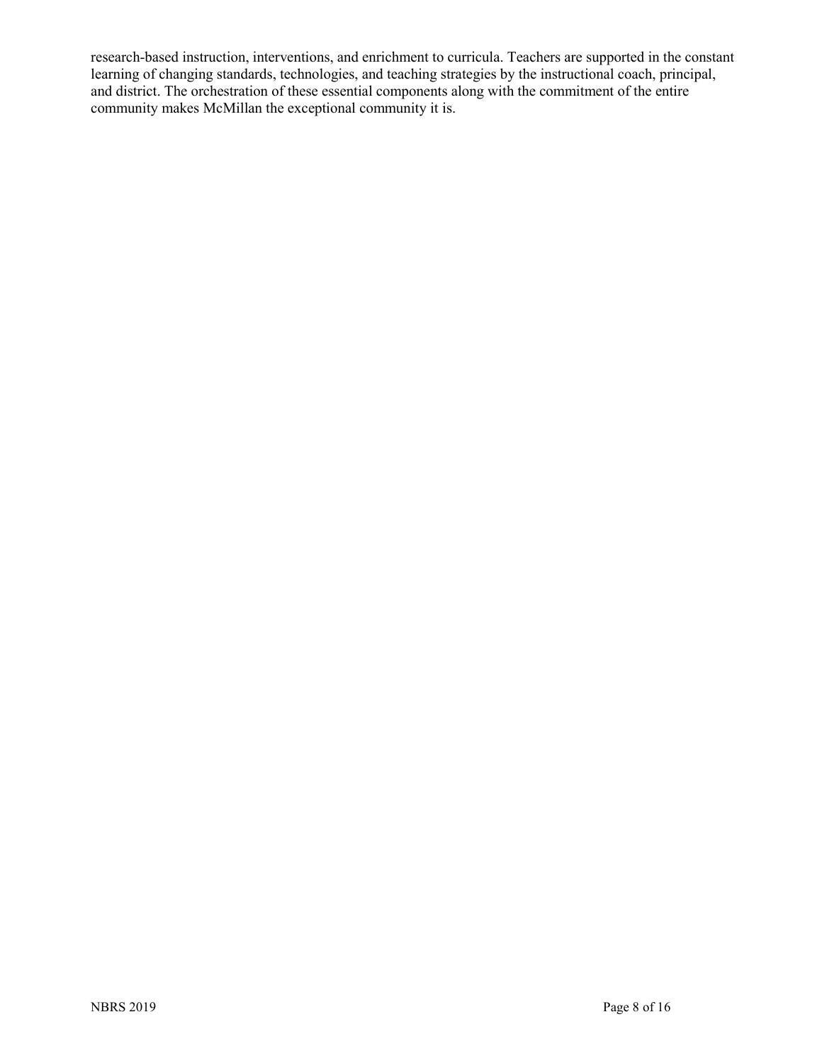research-based instruction, interventions, and enrichment to curricula. Teachers are supported in the constant learning of changing standards, technologies, and teaching strategies by the instructional coach, principal, and district. The orchestration of these essential components along with the commitment of the entire community makes McMillan the exceptional community it is.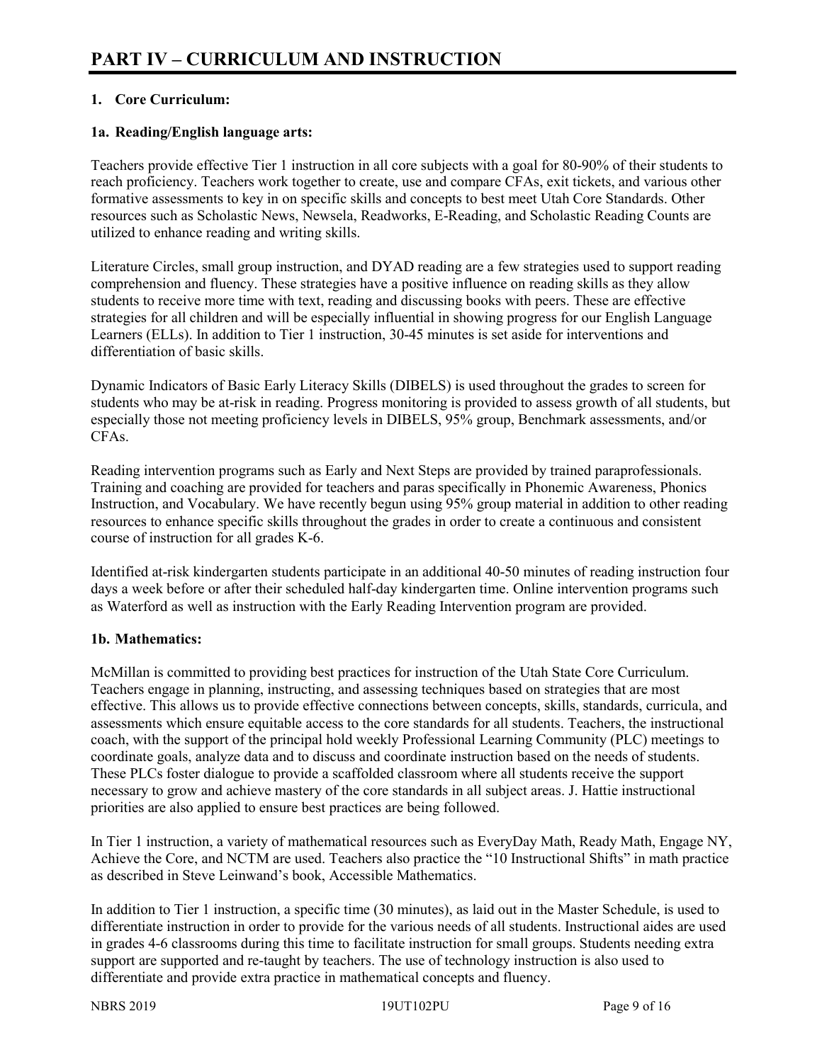# PART IV – CURRICULUM AND INSTRUCTION

## 1. Core Curriculum:

### 1a. Reading/English language arts:

Teachers provide effective Tier 1 instruction in all core subjects with a goal for 80-90% of their students to reach proficiency. Teachers work together to create, use and compare CFAs, exit tickets, and various other formative assessments to key in on specific skills and concepts to best meet Utah Core Standards. Other resources such as Scholastic News, Newsela, Readworks, E-Reading, and Scholastic Reading Counts are utilized to enhance reading and writing skills.

Literature Circles, small group instruction, and DYAD reading are a few strategies used to support reading comprehension and fluency. These strategies have a positive influence on reading skills as they allow students to receive more time with text, reading and discussing books with peers. These are effective strategies for all children and will be especially influential in showing progress for our English Language Learners (ELLs). In addition to Tier 1 instruction, 30-45 minutes is set aside for interventions and differentiation of basic skills.

Dynamic Indicators of Basic Early Literacy Skills (DIBELS) is used throughout the grades to screen for students who may be at-risk in reading. Progress monitoring is provided to assess growth of all students, but especially those not meeting proficiency levels in DIBELS, 95% group, Benchmark assessments, and/or CFAs.

Reading intervention programs such as Early and Next Steps are provided by trained paraprofessionals. Training and coaching are provided for teachers and paras specifically in Phonemic Awareness, Phonics Instruction, and Vocabulary. We have recently begun using 95% group material in addition to other reading resources to enhance specific skills throughout the grades in order to create a continuous and consistent course of instruction for all grades K-6.

Identified at-risk kindergarten students participate in an additional 40-50 minutes of reading instruction four days a week before or after their scheduled half-day kindergarten time. Online intervention programs such as Waterford as well as instruction with the Early Reading Intervention program are provided.

### 1b. Mathematics:

McMillan is committed to providing best practices for instruction of the Utah State Core Curriculum. Teachers engage in planning, instructing, and assessing techniques based on strategies that are most effective. This allows us to provide effective connections between concepts, skills, standards, curricula, and assessments which ensure equitable access to the core standards for all students. Teachers, the instructional coach, with the support of the principal hold weekly Professional Learning Community (PLC) meetings to coordinate goals, analyze data and to discuss and coordinate instruction based on the needs of students. These PLCs foster dialogue to provide a scaffolded classroom where all students receive the support necessary to grow and achieve mastery of the core standards in all subject areas. J. Hattie instructional priorities are also applied to ensure best practices are being followed.

In Tier 1 instruction, a variety of mathematical resources such as EveryDay Math, Ready Math, Engage NY, Achieve the Core, and NCTM are used. Teachers also practice the "10 Instructional Shifts" in math practice as described in Steve Leinwand's book, Accessible Mathematics.

In addition to Tier 1 instruction, a specific time (30 minutes), as laid out in the Master Schedule, is used to differentiate instruction in order to provide for the various needs of all students. Instructional aides are used in grades 4-6 classrooms during this time to facilitate instruction for small groups. Students needing extra support are supported and re-taught by teachers. The use of technology instruction is also used to differentiate and provide extra practice in mathematical concepts and fluency.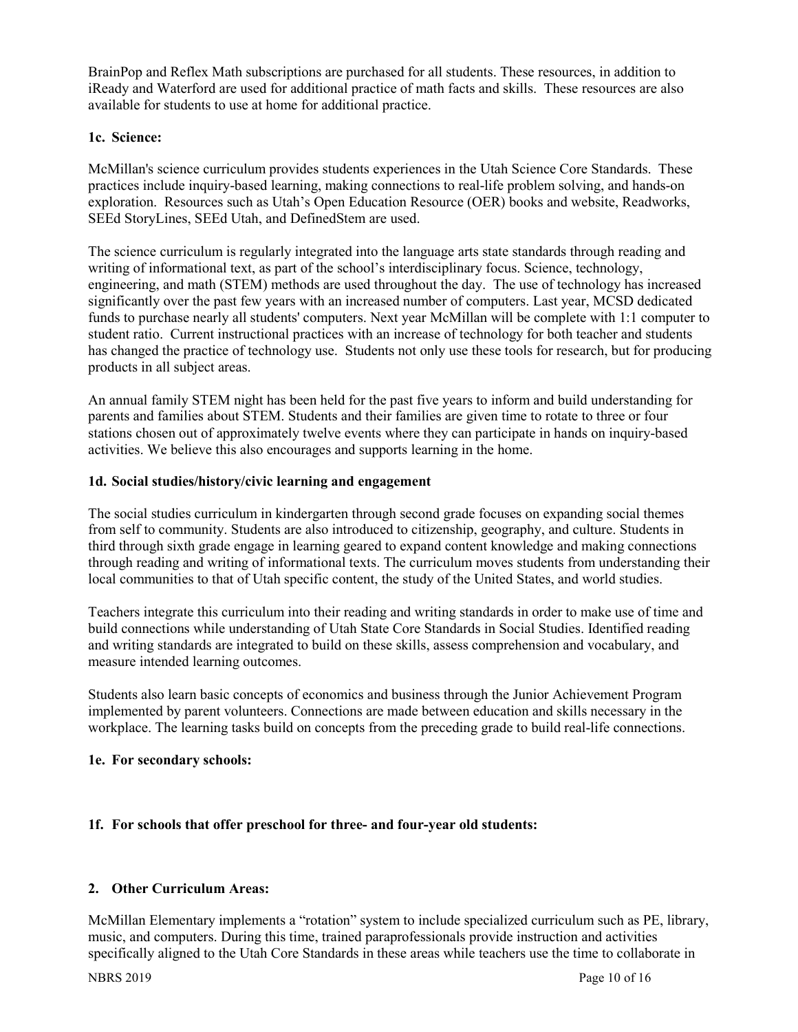BrainPop and Reflex Math subscriptions are purchased for all students. These resources, in addition to iReady and Waterford are used for additional practice of math facts and skills. These resources are also available for students to use at home for additional practice.

**1c. Science:**

McMillan's science curriculum provides students experiences in the Utah Science Core Standards. These practices include inquiry-based learning, making connections to real-life problem solving, and hands-on exploration. Resources such as Utah's Open Education Resource (OER) books and website, Readworks, SEEd StoryLines, SEEd Utah, and DefinedStem are used.

The science curriculum is regularly integrated into the language arts state standards through reading and writing of informational text, as part of the school's interdisciplinary focus. Science, technology, engineering, and math (STEM) methods are used throughout the day. The use of technology has increased significantly over the past few years with an increased number of computers. Last year, MCSD dedicated funds to purchase nearly all students' computers. Next year McMillan will be complete with 1:1 computer to student ratio. Current instructional practices with an increase of technology for both teacher and students has changed the practice of technology use. Students not only use these tools for research, but for producing products in all subject areas.

An annual family STEM night has been held for the past five years to inform and build understanding for parents and families about STEM. Students and their families are given time to rotate to three or four stations chosen out of approximately twelve events where they can participate in hands on inquiry-based activities. We believe this also encourages and supports learning in the home.

**1d. Social studies/history/civic learning and engagement**

The social studies curriculum in kindergarten through second grade focuses on expanding social themes from self to community. Students are also introduced to citizenship, geography, and culture. Students in third through sixth grade engage in learning geared to expand content knowledge and making connections through reading and writing of informational texts. The curriculum moves students from understanding their local communities to that of Utah specific content, the study of the United States, and world studies.

Teachers integrate this curriculum into their reading and writing standards in order to make use of time and build connections while understanding of Utah State Core Standards in Social Studies. Identified reading and writing standards are integrated to build on these skills, assess comprehension and vocabulary, and measure intended learning outcomes.

Students also learn basic concepts of economics and business through the Junior Achievement Program implemented by parent volunteers. Connections are made between education and skills necessary in the workplace. The learning tasks build on concepts from the preceding grade to build real-life connections.

**1e. For secondary schools:**

**1f. For schools that offer preschool for three- and four-year old students:**

**2. Other Curriculum Areas:**

McMillan Elementary implements a "rotation" system to include specialized curriculum such as PE, library, music, and computers. During this time, trained paraprofessionals provide instruction and activities specifically aligned to the Utah Core Standards in these areas while teachers use the time to collaborate in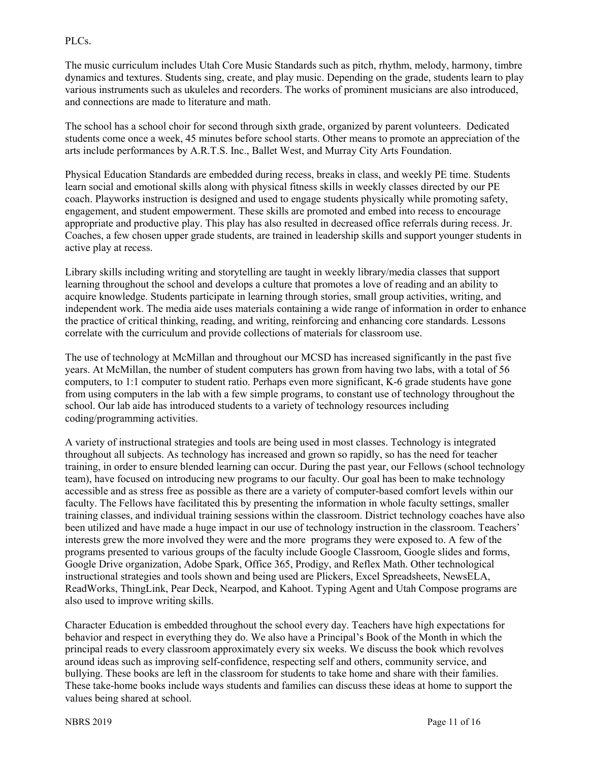PLCs.

The music curriculum includes Utah Core Music Standards such as pitch, rhythm, melody, harmony, timbre dynamics and textures. Students sing, create, and play music. Depending on the grade, students learn to play various instruments such as ukuleles and recorders. The works of prominent musicians are also introduced, and connections are made to literature and math.

The school has a school choir for second through sixth grade, organized by parent volunteers. Dedicated students come once a week, 45 minutes before school starts. Other means to promote an appreciation of the arts include performances by A.R.T.S. Inc., Ballet West, and Murray City Arts Foundation.

Physical Education Standards are embedded during recess, breaks in class, and weekly PE time. Students learn social and emotional skills along with physical fitness skills in weekly classes directed by our PE coach. Playworks instruction is designed and used to engage students physically while promoting safety, engagement, and student empowerment. These skills are promoted and embed into recess to encourage appropriate and productive play. This play has also resulted in decreased office referrals during recess. Jr. Coaches, a few chosen upper grade students, are trained in leadership skills and support younger students in active play at recess.

Library skills including writing and storytelling are taught in weekly library/media classes that support learning throughout the school and develops a culture that promotes a love of reading and an ability to acquire knowledge. Students participate in learning through stories, small group activities, writing, and independent work. The media aide uses materials containing a wide range of information in order to enhance the practice of critical thinking, reading, and writing, reinforcing and enhancing core standards. Lessons correlate with the curriculum and provide collections of materials for classroom use.

The use of technology at McMillan and throughout our MCSD has increased significantly in the past five years. At McMillan, the number of student computers has grown from having two labs, with a total of 56 computers, to 1:1 computer to student ratio. Perhaps even more significant, K-6 grade students have gone from using computers in the lab with a few simple programs, to constant use of technology throughout the school. Our lab aide has introduced students to a variety of technology resources including coding/programming activities.

A variety of instructional strategies and tools are being used in most classes. Technology is integrated throughout all subjects. As technology has increased and grown so rapidly, so has the need for teacher training, in order to ensure blended learning can occur. During the past year, our Fellows (school technology team), have focused on introducing new programs to our faculty. Our goal has been to make technology accessible and as stress free as possible as there are a variety of computer-based comfort levels within our faculty. The Fellows have facilitated this by presenting the information in whole faculty settings, smaller training classes, and individual training sessions within the classroom. District technology coaches have also been utilized and have made a huge impact in our use of technology instruction in the classroom. Teachers' interests grew the more involved they were and the more programs they were exposed to. A few of the programs presented to various groups of the faculty include Google Classroom, Google slides and forms, Google Drive organization, Adobe Spark, Office 365, Prodigy, and Reflex Math. Other technological instructional strategies and tools shown and being used are Plickers, Excel Spreadsheets, NewsELA, ReadWorks, ThingLink, Pear Deck, Nearpod, and Kahoot. Typing Agent and Utah Compose programs are also used to improve writing skills.

Character Education is embedded throughout the school every day. Teachers have high expectations for behavior and respect in everything they do. We also have a Principal's Book of the Month in which the principal reads to every classroom approximately every six weeks. We discuss the book which revolves around ideas such as improving self-confidence, respecting self and others, community service, and bullying. These books are left in the classroom for students to take home and share with their families. These take-home books include ways students and families can discuss these ideas at home to support the values being shared at school.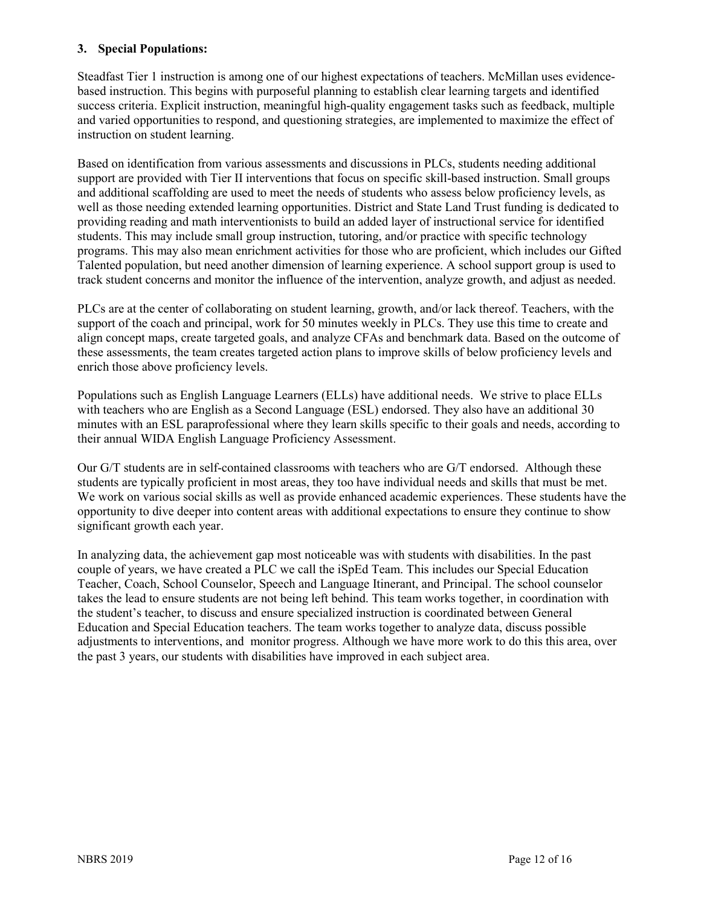**3. Special Populations:**

Steadfast Tier 1 instruction is among one of our highest expectations of teachers. McMillan uses evidence-based instruction. This begins with purposeful planning to establish clear learning targets and identified success criteria. Explicit instruction, meaningful high-quality engagement tasks such as feedback, multiple and varied opportunities to respond, and questioning strategies, are implemented to maximize the effect of instruction on student learning.

Based on identification from various assessments and discussions in PLCs, students needing additional support are provided with Tier II interventions that focus on specific skill-based instruction. Small groups and additional scaffolding are used to meet the needs of students who assess below proficiency levels, as well as those needing extended learning opportunities. District and State Land Trust funding is dedicated to providing reading and math interventionists to build an added layer of instructional service for identified students. This may include small group instruction, tutoring, and/or practice with specific technology programs. This may also mean enrichment activities for those who are proficient, which includes our Gifted Talented population, but need another dimension of learning experience. A school support group is used to track student concerns and monitor the influence of the intervention, analyze growth, and adjust as needed.

PLCs are at the center of collaborating on student learning, growth, and/or lack thereof. Teachers, with the support of the coach and principal, work for 50 minutes weekly in PLCs. They use this time to create and align concept maps, create targeted goals, and analyze CFAs and benchmark data. Based on the outcome of these assessments, the team creates targeted action plans to improve skills of below proficiency levels and enrich those above proficiency levels.

Populations such as English Language Learners (ELLs) have additional needs. We strive to place ELLs with teachers who are English as a Second Language (ESL) endorsed. They also have an additional 30 minutes with an ESL paraprofessional where they learn skills specific to their goals and needs, according to their annual WIDA English Language Proficiency Assessment.

Our G/T students are in self-contained classrooms with teachers who are G/T endorsed. Although these students are typically proficient in most areas, they too have individual needs and skills that must be met. We work on various social skills as well as provide enhanced academic experiences. These students have the opportunity to dive deeper into content areas with additional expectations to ensure they continue to show significant growth each year.

In analyzing data, the achievement gap most noticeable was with students with disabilities. In the past couple of years, we have created a PLC we call the iSpEd Team. This includes our Special Education Teacher, Coach, School Counselor, Speech and Language Itinerant, and Principal. The school counselor takes the lead to ensure students are not being left behind. This team works together, in coordination with the student's teacher, to discuss and ensure specialized instruction is coordinated between General Education and Special Education teachers. The team works together to analyze data, discuss possible adjustments to interventions, and monitor progress. Although we have more work to do this this area, over the past 3 years, our students with disabilities have improved in each subject area.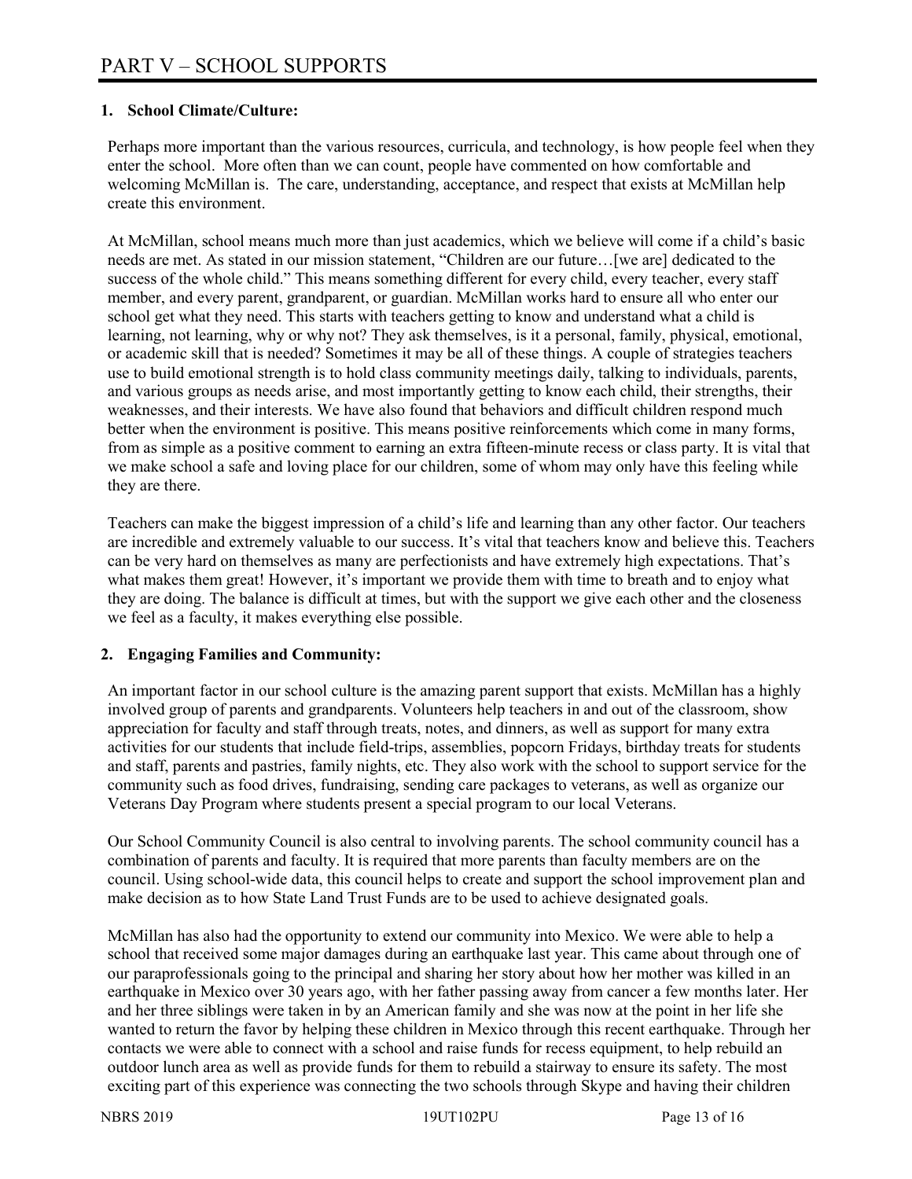# PART V – SCHOOL SUPPORTS

## 1. School Climate/Culture:

Perhaps more important than the various resources, curricula, and technology, is how people feel when they enter the school. More often than we can count, people have commented on how comfortable and welcoming McMillan is. The care, understanding, acceptance, and respect that exists at McMillan help create this environment.

At McMillan, school means much more than just academics, which we believe will come if a child's basic needs are met. As stated in our mission statement, "Children are our future…[we are] dedicated to the success of the whole child." This means something different for every child, every teacher, every staff member, and every parent, grandparent, or guardian. McMillan works hard to ensure all who enter our school get what they need. This starts with teachers getting to know and understand what a child is learning, not learning, why or why not? They ask themselves, is it a personal, family, physical, emotional, or academic skill that is needed? Sometimes it may be all of these things. A couple of strategies teachers use to build emotional strength is to hold class community meetings daily, talking to individuals, parents, and various groups as needs arise, and most importantly getting to know each child, their strengths, their weaknesses, and their interests. We have also found that behaviors and difficult children respond much better when the environment is positive. This means positive reinforcements which come in many forms, from as simple as a positive comment to earning an extra fifteen-minute recess or class party. It is vital that we make school a safe and loving place for our children, some of whom may only have this feeling while they are there.

Teachers can make the biggest impression of a child's life and learning than any other factor. Our teachers are incredible and extremely valuable to our success. It's vital that teachers know and believe this. Teachers can be very hard on themselves as many are perfectionists and have extremely high expectations. That's what makes them great! However, it's important we provide them with time to breath and to enjoy what they are doing. The balance is difficult at times, but with the support we give each other and the closeness we feel as a faculty, it makes everything else possible.

## 2. Engaging Families and Community:

An important factor in our school culture is the amazing parent support that exists. McMillan has a highly involved group of parents and grandparents. Volunteers help teachers in and out of the classroom, show appreciation for faculty and staff through treats, notes, and dinners, as well as support for many extra activities for our students that include field-trips, assemblies, popcorn Fridays, birthday treats for students and staff, parents and pastries, family nights, etc. They also work with the school to support service for the community such as food drives, fundraising, sending care packages to veterans, as well as organize our Veterans Day Program where students present a special program to our local Veterans.

Our School Community Council is also central to involving parents. The school community council has a combination of parents and faculty. It is required that more parents than faculty members are on the council. Using school-wide data, this council helps to create and support the school improvement plan and make decision as to how State Land Trust Funds are to be used to achieve designated goals.

McMillan has also had the opportunity to extend our community into Mexico. We were able to help a school that received some major damages during an earthquake last year. This came about through one of our paraprofessionals going to the principal and sharing her story about how her mother was killed in an earthquake in Mexico over 30 years ago, with her father passing away from cancer a few months later. Her and her three siblings were taken in by an American family and she was now at the point in her life she wanted to return the favor by helping these children in Mexico through this recent earthquake. Through her contacts we were able to connect with a school and raise funds for recess equipment, to help rebuild an outdoor lunch area as well as provide funds for them to rebuild a stairway to ensure its safety. The most exciting part of this experience was connecting the two schools through Skype and having their children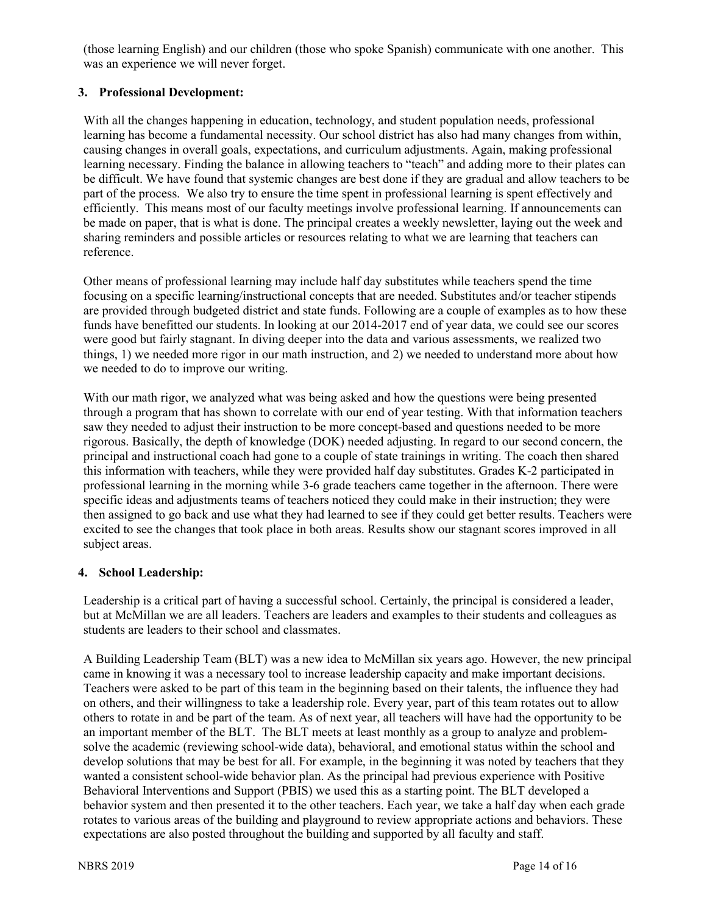(those learning English) and our children (those who spoke Spanish) communicate with one another. This was an experience we will never forget.

## 3. Professional Development:

With all the changes happening in education, technology, and student population needs, professional learning has become a fundamental necessity. Our school district has also had many changes from within, causing changes in overall goals, expectations, and curriculum adjustments. Again, making professional learning necessary. Finding the balance in allowing teachers to "teach" and adding more to their plates can be difficult. We have found that systemic changes are best done if they are gradual and allow teachers to be part of the process. We also try to ensure the time spent in professional learning is spent effectively and efficiently. This means most of our faculty meetings involve professional learning. If announcements can be made on paper, that is what is done. The principal creates a weekly newsletter, laying out the week and sharing reminders and possible articles or resources relating to what we are learning that teachers can reference.

Other means of professional learning may include half day substitutes while teachers spend the time focusing on a specific learning/instructional concepts that are needed. Substitutes and/or teacher stipends are provided through budgeted district and state funds. Following are a couple of examples as to how these funds have benefitted our students. In looking at our 2014-2017 end of year data, we could see our scores were good but fairly stagnant. In diving deeper into the data and various assessments, we realized two things, 1) we needed more rigor in our math instruction, and 2) we needed to understand more about how we needed to do to improve our writing.

With our math rigor, we analyzed what was being asked and how the questions were being presented through a program that has shown to correlate with our end of year testing. With that information teachers saw they needed to adjust their instruction to be more concept-based and questions needed to be more rigorous. Basically, the depth of knowledge (DOK) needed adjusting. In regard to our second concern, the principal and instructional coach had gone to a couple of state trainings in writing. The coach then shared this information with teachers, while they were provided half day substitutes. Grades K-2 participated in professional learning in the morning while 3-6 grade teachers came together in the afternoon. There were specific ideas and adjustments teams of teachers noticed they could make in their instruction; they were then assigned to go back and use what they had learned to see if they could get better results. Teachers were excited to see the changes that took place in both areas. Results show our stagnant scores improved in all subject areas.

## 4. School Leadership:

Leadership is a critical part of having a successful school. Certainly, the principal is considered a leader, but at McMillan we are all leaders. Teachers are leaders and examples to their students and colleagues as students are leaders to their school and classmates.

A Building Leadership Team (BLT) was a new idea to McMillan six years ago. However, the new principal came in knowing it was a necessary tool to increase leadership capacity and make important decisions. Teachers were asked to be part of this team in the beginning based on their talents, the influence they had on others, and their willingness to take a leadership role. Every year, part of this team rotates out to allow others to rotate in and be part of the team. As of next year, all teachers will have had the opportunity to be an important member of the BLT. The BLT meets at least monthly as a group to analyze and problem-solve the academic (reviewing school-wide data), behavioral, and emotional status within the school and develop solutions that may be best for all. For example, in the beginning it was noted by teachers that they wanted a consistent school-wide behavior plan. As the principal had previous experience with Positive Behavioral Interventions and Support (PBIS) we used this as a starting point. The BLT developed a behavior system and then presented it to the other teachers. Each year, we take a half day when each grade rotates to various areas of the building and playground to review appropriate actions and behaviors. These expectations are also posted throughout the building and supported by all faculty and staff.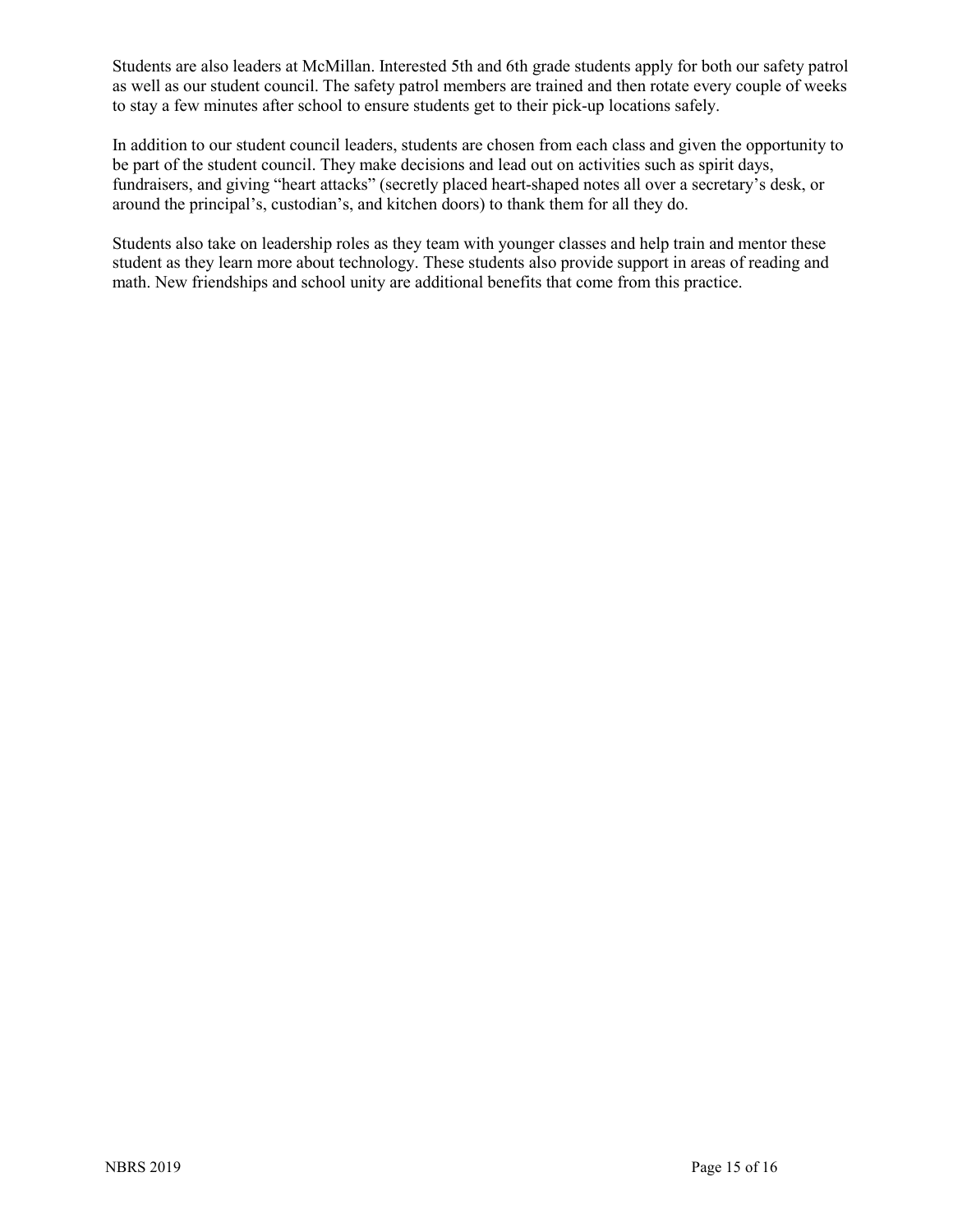Students are also leaders at McMillan. Interested 5th and 6th grade students apply for both our safety patrol as well as our student council. The safety patrol members are trained and then rotate every couple of weeks to stay a few minutes after school to ensure students get to their pick-up locations safely.

In addition to our student council leaders, students are chosen from each class and given the opportunity to be part of the student council. They make decisions and lead out on activities such as spirit days, fundraisers, and giving "heart attacks" (secretly placed heart-shaped notes all over a secretary's desk, or around the principal's, custodian's, and kitchen doors) to thank them for all they do.

Students also take on leadership roles as they team with younger classes and help train and mentor these student as they learn more about technology. These students also provide support in areas of reading and math. New friendships and school unity are additional benefits that come from this practice.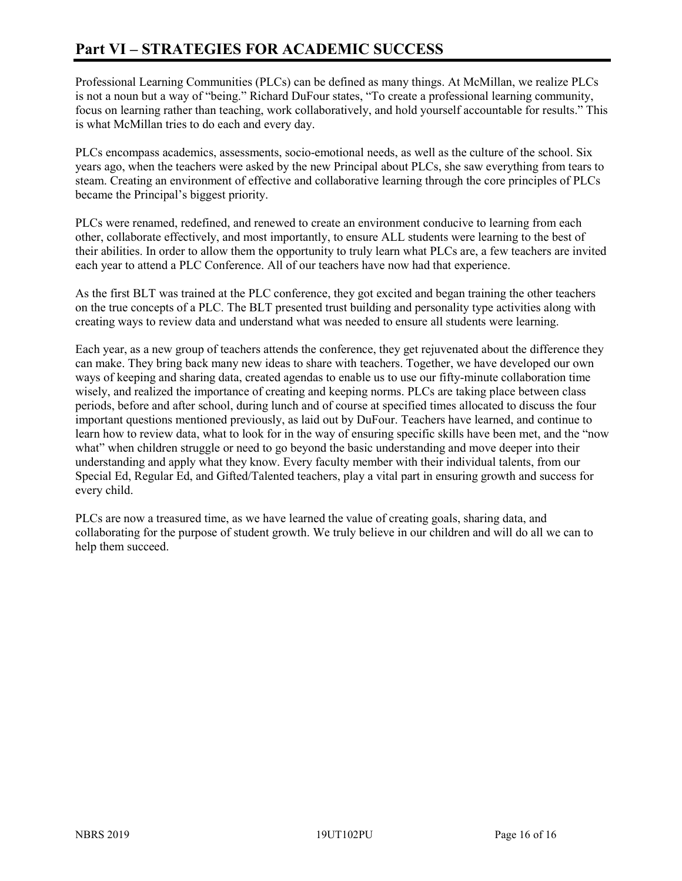## Part VI – STRATEGIES FOR ACADEMIC SUCCESS

Professional Learning Communities (PLCs) can be defined as many things. At McMillan, we realize PLCs is not a noun but a way of "being." Richard DuFour states, "To create a professional learning community, focus on learning rather than teaching, work collaboratively, and hold yourself accountable for results." This is what McMillan tries to do each and every day.

PLCs encompass academics, assessments, socio-emotional needs, as well as the culture of the school. Six years ago, when the teachers were asked by the new Principal about PLCs, she saw everything from tears to steam. Creating an environment of effective and collaborative learning through the core principles of PLCs became the Principal's biggest priority.

PLCs were renamed, redefined, and renewed to create an environment conducive to learning from each other, collaborate effectively, and most importantly, to ensure ALL students were learning to the best of their abilities. In order to allow them the opportunity to truly learn what PLCs are, a few teachers are invited each year to attend a PLC Conference. All of our teachers have now had that experience.

As the first BLT was trained at the PLC conference, they got excited and began training the other teachers on the true concepts of a PLC. The BLT presented trust building and personality type activities along with creating ways to review data and understand what was needed to ensure all students were learning.

Each year, as a new group of teachers attends the conference, they get rejuvenated about the difference they can make. They bring back many new ideas to share with teachers. Together, we have developed our own ways of keeping and sharing data, created agendas to enable us to use our fifty-minute collaboration time wisely, and realized the importance of creating and keeping norms. PLCs are taking place between class periods, before and after school, during lunch and of course at specified times allocated to discuss the four important questions mentioned previously, as laid out by DuFour. Teachers have learned, and continue to learn how to review data, what to look for in the way of ensuring specific skills have been met, and the "now what" when children struggle or need to go beyond the basic understanding and move deeper into their understanding and apply what they know. Every faculty member with their individual talents, from our Special Ed, Regular Ed, and Gifted/Talented teachers, play a vital part in ensuring growth and success for every child.

PLCs are now a treasured time, as we have learned the value of creating goals, sharing data, and collaborating for the purpose of student growth. We truly believe in our children and will do all we can to help them succeed.